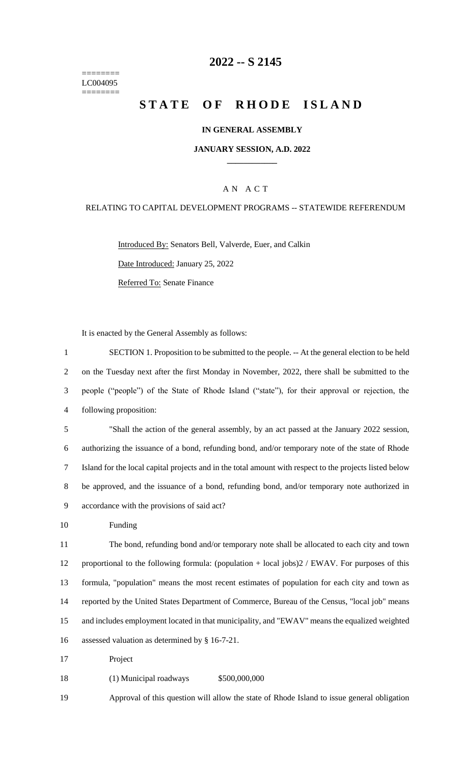========
LC004095
========

# 2022 -- S 2145

# STATE OF RHODE ISLAND

### IN GENERAL ASSEMBLY

### JANUARY SESSION, A.D. 2022

---

A N A C T

RELATING TO CAPITAL DEVELOPMENT PROGRAMS -- STATEWIDE REFERENDUM

Introduced By: Senators Bell, Valverde, Euer, and Calkin

Date Introduced: January 25, 2022

Referred To: Senate Finance

It is enacted by the General Assembly as follows:

1 SECTION 1. Proposition to be submitted to the people. -- At the general election to be held
2 on the Tuesday next after the first Monday in November, 2022, there shall be submitted to the
3 people ("people") of the State of Rhode Island ("state"), for their approval or rejection, the
4 following proposition:

5 "Shall the action of the general assembly, by an act passed at the January 2022 session,
6 authorizing the issuance of a bond, refunding bond, and/or temporary note of the state of Rhode
7 Island for the local capital projects and in the total amount with respect to the projects listed below
8 be approved, and the issuance of a bond, refunding bond, and/or temporary note authorized in
9 accordance with the provisions of said act?

10 Funding

11 The bond, refunding bond and/or temporary note shall be allocated to each city and town
12 proportional to the following formula: (population + local jobs)2 / EWAV. For purposes of this
13 formula, "population" means the most recent estimates of population for each city and town as
14 reported by the United States Department of Commerce, Bureau of the Census, "local job" means
15 and includes employment located in that municipality, and "EWAV" means the equalized weighted
16 assessed valuation as determined by § 16-7-21.

17 Project

18 (1) Municipal roadways $500,000,000

19 Approval of this question will allow the state of Rhode Island to issue general obligation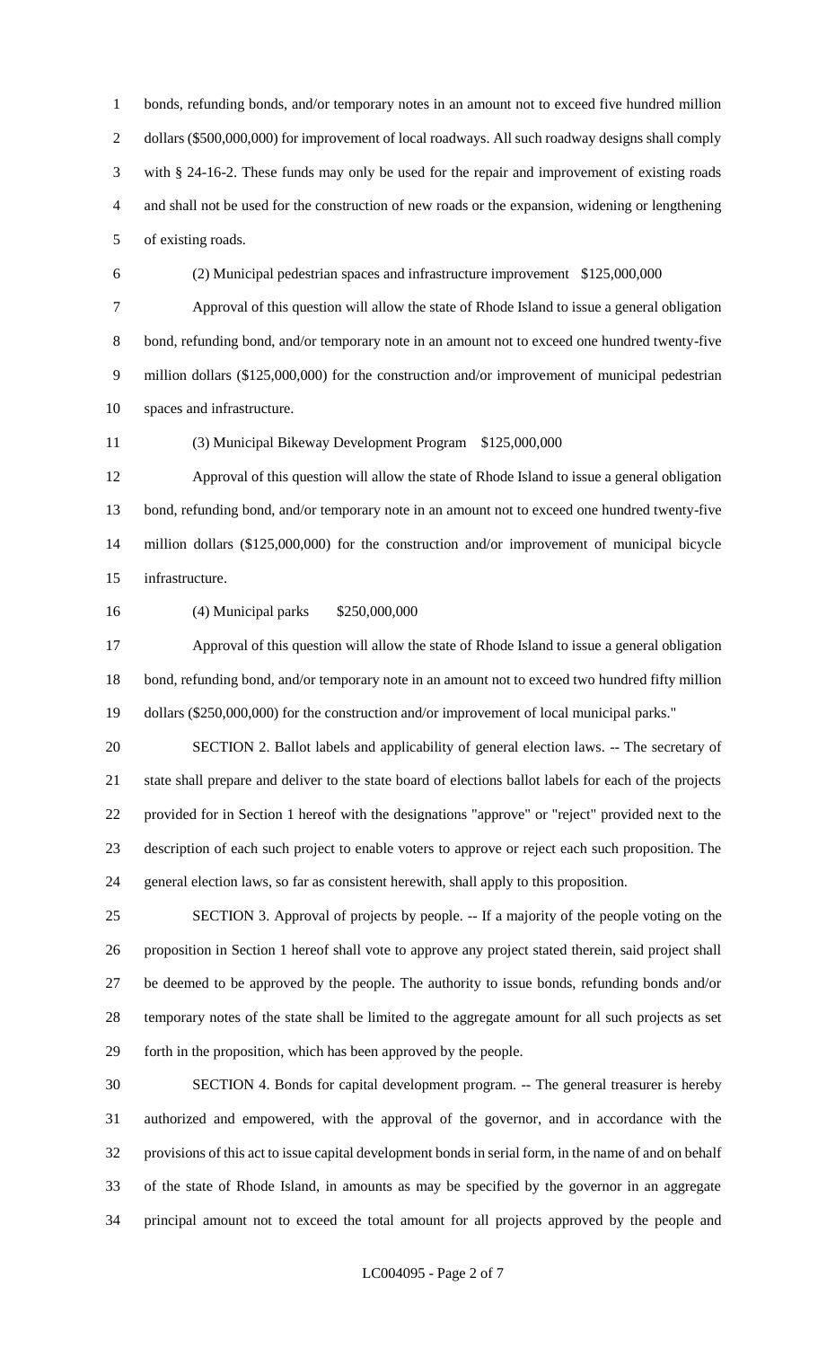bonds, refunding bonds, and/or temporary notes in an amount not to exceed five hundred million dollars ($500,000,000) for improvement of local roadways. All such roadway designs shall comply with § 24-16-2. These funds may only be used for the repair and improvement of existing roads and shall not be used for the construction of new roads or the expansion, widening or lengthening of existing roads.

(2) Municipal pedestrian spaces and infrastructure improvement $125,000,000

Approval of this question will allow the state of Rhode Island to issue a general obligation bond, refunding bond, and/or temporary note in an amount not to exceed one hundred twenty-five million dollars ($125,000,000) for the construction and/or improvement of municipal pedestrian spaces and infrastructure.

(3) Municipal Bikeway Development Program $125,000,000

Approval of this question will allow the state of Rhode Island to issue a general obligation bond, refunding bond, and/or temporary note in an amount not to exceed one hundred twenty-five million dollars ($125,000,000) for the construction and/or improvement of municipal bicycle infrastructure.

(4) Municipal parks $250,000,000

Approval of this question will allow the state of Rhode Island to issue a general obligation bond, refunding bond, and/or temporary note in an amount not to exceed two hundred fifty million dollars ($250,000,000) for the construction and/or improvement of local municipal parks."

SECTION 2. Ballot labels and applicability of general election laws. -- The secretary of state shall prepare and deliver to the state board of elections ballot labels for each of the projects provided for in Section 1 hereof with the designations "approve" or "reject" provided next to the description of each such project to enable voters to approve or reject each such proposition. The general election laws, so far as consistent herewith, shall apply to this proposition.

SECTION 3. Approval of projects by people. -- If a majority of the people voting on the proposition in Section 1 hereof shall vote to approve any project stated therein, said project shall be deemed to be approved by the people. The authority to issue bonds, refunding bonds and/or temporary notes of the state shall be limited to the aggregate amount for all such projects as set forth in the proposition, which has been approved by the people.

SECTION 4. Bonds for capital development program. -- The general treasurer is hereby authorized and empowered, with the approval of the governor, and in accordance with the provisions of this act to issue capital development bonds in serial form, in the name of and on behalf of the state of Rhode Island, in amounts as may be specified by the governor in an aggregate principal amount not to exceed the total amount for all projects approved by the people and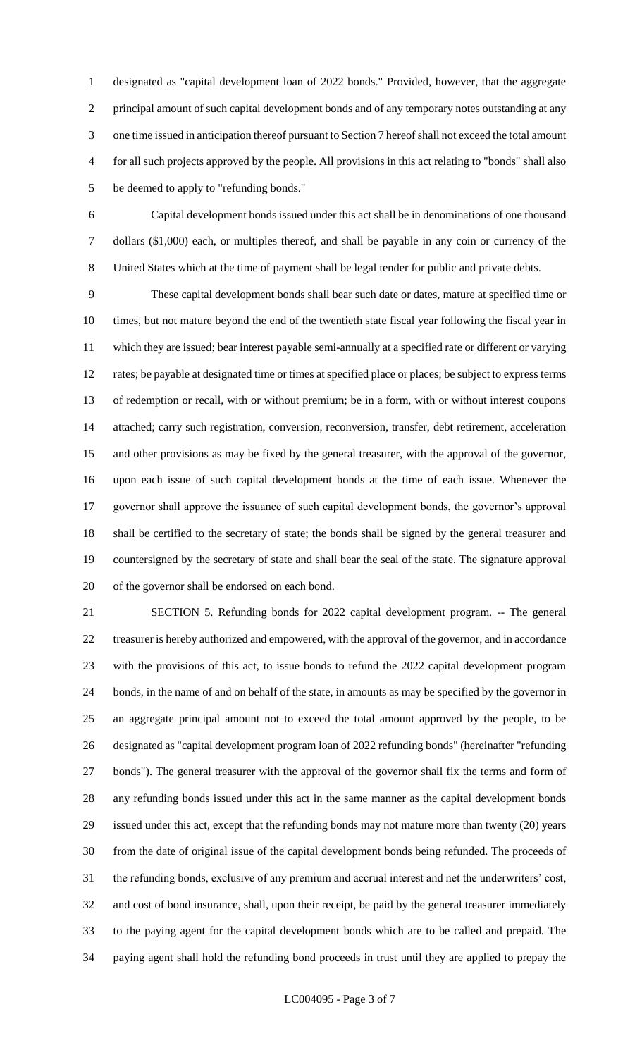designated as "capital development loan of 2022 bonds." Provided, however, that the aggregate principal amount of such capital development bonds and of any temporary notes outstanding at any one time issued in anticipation thereof pursuant to Section 7 hereof shall not exceed the total amount for all such projects approved by the people. All provisions in this act relating to "bonds" shall also be deemed to apply to "refunding bonds."

Capital development bonds issued under this act shall be in denominations of one thousand dollars ($1,000) each, or multiples thereof, and shall be payable in any coin or currency of the United States which at the time of payment shall be legal tender for public and private debts.

These capital development bonds shall bear such date or dates, mature at specified time or times, but not mature beyond the end of the twentieth state fiscal year following the fiscal year in which they are issued; bear interest payable semi-annually at a specified rate or different or varying rates; be payable at designated time or times at specified place or places; be subject to express terms of redemption or recall, with or without premium; be in a form, with or without interest coupons attached; carry such registration, conversion, reconversion, transfer, debt retirement, acceleration and other provisions as may be fixed by the general treasurer, with the approval of the governor, upon each issue of such capital development bonds at the time of each issue. Whenever the governor shall approve the issuance of such capital development bonds, the governor's approval shall be certified to the secretary of state; the bonds shall be signed by the general treasurer and countersigned by the secretary of state and shall bear the seal of the state. The signature approval of the governor shall be endorsed on each bond.

SECTION 5. Refunding bonds for 2022 capital development program. -- The general treasurer is hereby authorized and empowered, with the approval of the governor, and in accordance with the provisions of this act, to issue bonds to refund the 2022 capital development program bonds, in the name of and on behalf of the state, in amounts as may be specified by the governor in an aggregate principal amount not to exceed the total amount approved by the people, to be designated as "capital development program loan of 2022 refunding bonds" (hereinafter "refunding bonds"). The general treasurer with the approval of the governor shall fix the terms and form of any refunding bonds issued under this act in the same manner as the capital development bonds issued under this act, except that the refunding bonds may not mature more than twenty (20) years from the date of original issue of the capital development bonds being refunded. The proceeds of the refunding bonds, exclusive of any premium and accrual interest and net the underwriters' cost, and cost of bond insurance, shall, upon their receipt, be paid by the general treasurer immediately to the paying agent for the capital development bonds which are to be called and prepaid. The paying agent shall hold the refunding bond proceeds in trust until they are applied to prepay the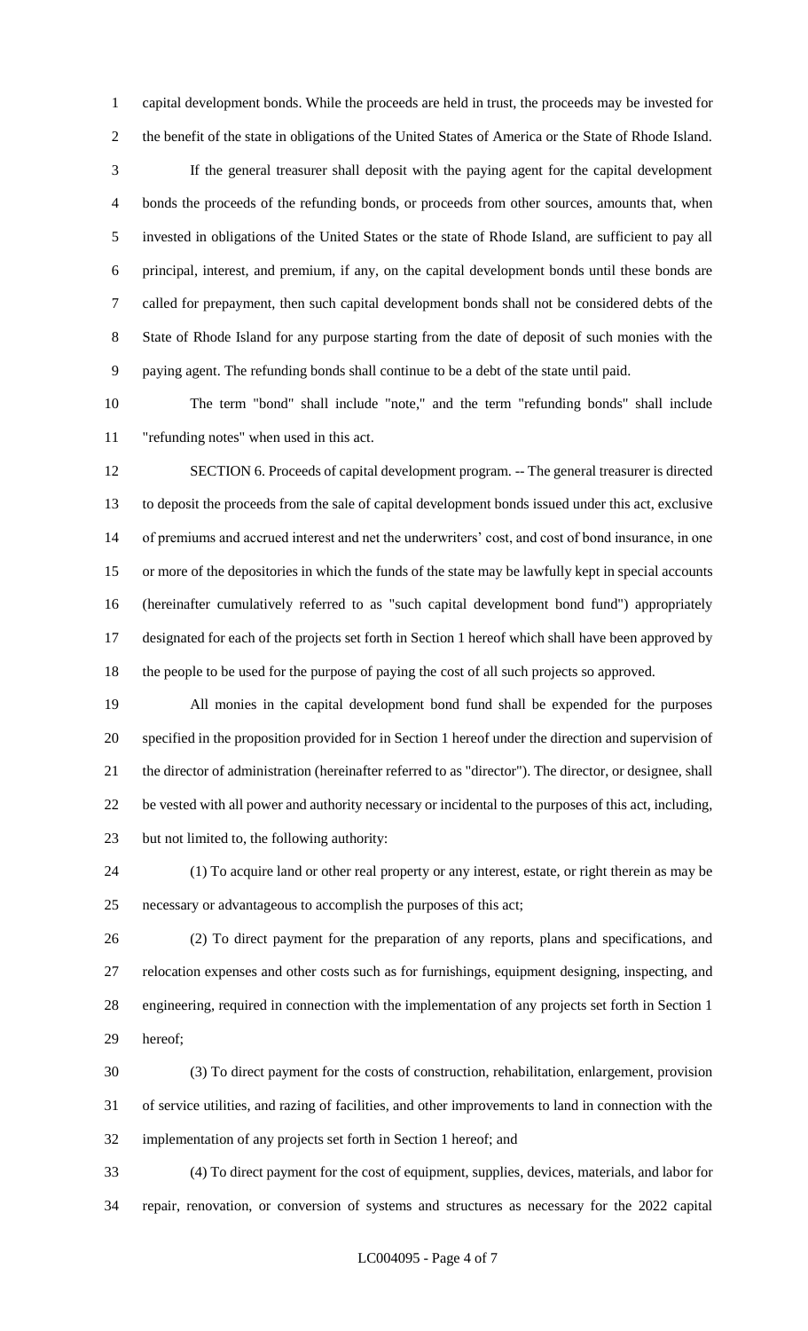capital development bonds. While the proceeds are held in trust, the proceeds may be invested for the benefit of the state in obligations of the United States of America or the State of Rhode Island.

If the general treasurer shall deposit with the paying agent for the capital development bonds the proceeds of the refunding bonds, or proceeds from other sources, amounts that, when invested in obligations of the United States or the state of Rhode Island, are sufficient to pay all principal, interest, and premium, if any, on the capital development bonds until these bonds are called for prepayment, then such capital development bonds shall not be considered debts of the State of Rhode Island for any purpose starting from the date of deposit of such monies with the paying agent. The refunding bonds shall continue to be a debt of the state until paid.

The term "bond" shall include "note," and the term "refunding bonds" shall include "refunding notes" when used in this act.

SECTION 6. Proceeds of capital development program. -- The general treasurer is directed to deposit the proceeds from the sale of capital development bonds issued under this act, exclusive of premiums and accrued interest and net the underwriters' cost, and cost of bond insurance, in one or more of the depositories in which the funds of the state may be lawfully kept in special accounts (hereinafter cumulatively referred to as "such capital development bond fund") appropriately designated for each of the projects set forth in Section 1 hereof which shall have been approved by the people to be used for the purpose of paying the cost of all such projects so approved.

All monies in the capital development bond fund shall be expended for the purposes specified in the proposition provided for in Section 1 hereof under the direction and supervision of the director of administration (hereinafter referred to as "director"). The director, or designee, shall be vested with all power and authority necessary or incidental to the purposes of this act, including, but not limited to, the following authority:

(1) To acquire land or other real property or any interest, estate, or right therein as may be necessary or advantageous to accomplish the purposes of this act;

(2) To direct payment for the preparation of any reports, plans and specifications, and relocation expenses and other costs such as for furnishings, equipment designing, inspecting, and engineering, required in connection with the implementation of any projects set forth in Section 1 hereof;

(3) To direct payment for the costs of construction, rehabilitation, enlargement, provision of service utilities, and razing of facilities, and other improvements to land in connection with the implementation of any projects set forth in Section 1 hereof; and

(4) To direct payment for the cost of equipment, supplies, devices, materials, and labor for repair, renovation, or conversion of systems and structures as necessary for the 2022 capital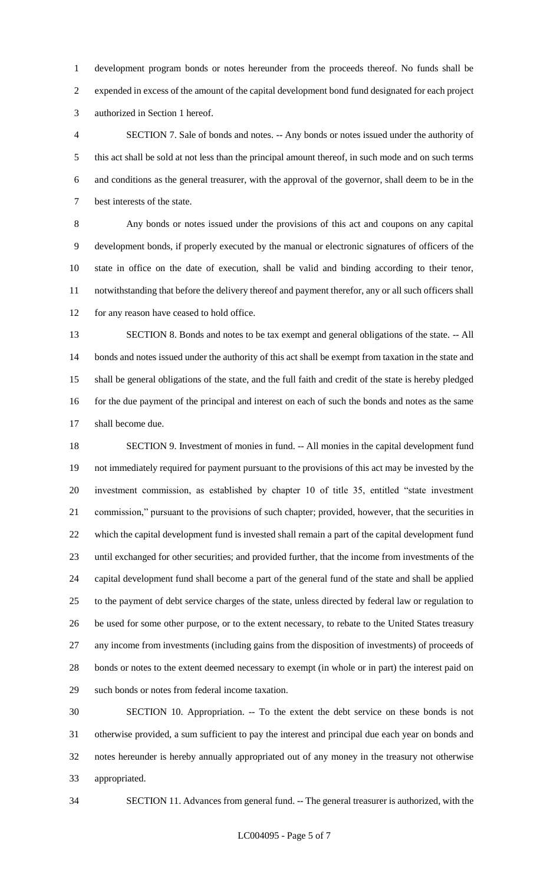development program bonds or notes hereunder from the proceeds thereof. No funds shall be expended in excess of the amount of the capital development bond fund designated for each project authorized in Section 1 hereof.

SECTION 7. Sale of bonds and notes. -- Any bonds or notes issued under the authority of this act shall be sold at not less than the principal amount thereof, in such mode and on such terms and conditions as the general treasurer, with the approval of the governor, shall deem to be in the best interests of the state.

Any bonds or notes issued under the provisions of this act and coupons on any capital development bonds, if properly executed by the manual or electronic signatures of officers of the state in office on the date of execution, shall be valid and binding according to their tenor, notwithstanding that before the delivery thereof and payment therefor, any or all such officers shall for any reason have ceased to hold office.

SECTION 8. Bonds and notes to be tax exempt and general obligations of the state. -- All bonds and notes issued under the authority of this act shall be exempt from taxation in the state and shall be general obligations of the state, and the full faith and credit of the state is hereby pledged for the due payment of the principal and interest on each of such the bonds and notes as the same shall become due.

SECTION 9. Investment of monies in fund. -- All monies in the capital development fund not immediately required for payment pursuant to the provisions of this act may be invested by the investment commission, as established by chapter 10 of title 35, entitled "state investment commission," pursuant to the provisions of such chapter; provided, however, that the securities in which the capital development fund is invested shall remain a part of the capital development fund until exchanged for other securities; and provided further, that the income from investments of the capital development fund shall become a part of the general fund of the state and shall be applied to the payment of debt service charges of the state, unless directed by federal law or regulation to be used for some other purpose, or to the extent necessary, to rebate to the United States treasury any income from investments (including gains from the disposition of investments) of proceeds of bonds or notes to the extent deemed necessary to exempt (in whole or in part) the interest paid on such bonds or notes from federal income taxation.

SECTION 10. Appropriation. -- To the extent the debt service on these bonds is not otherwise provided, a sum sufficient to pay the interest and principal due each year on bonds and notes hereunder is hereby annually appropriated out of any money in the treasury not otherwise appropriated.

SECTION 11. Advances from general fund. -- The general treasurer is authorized, with the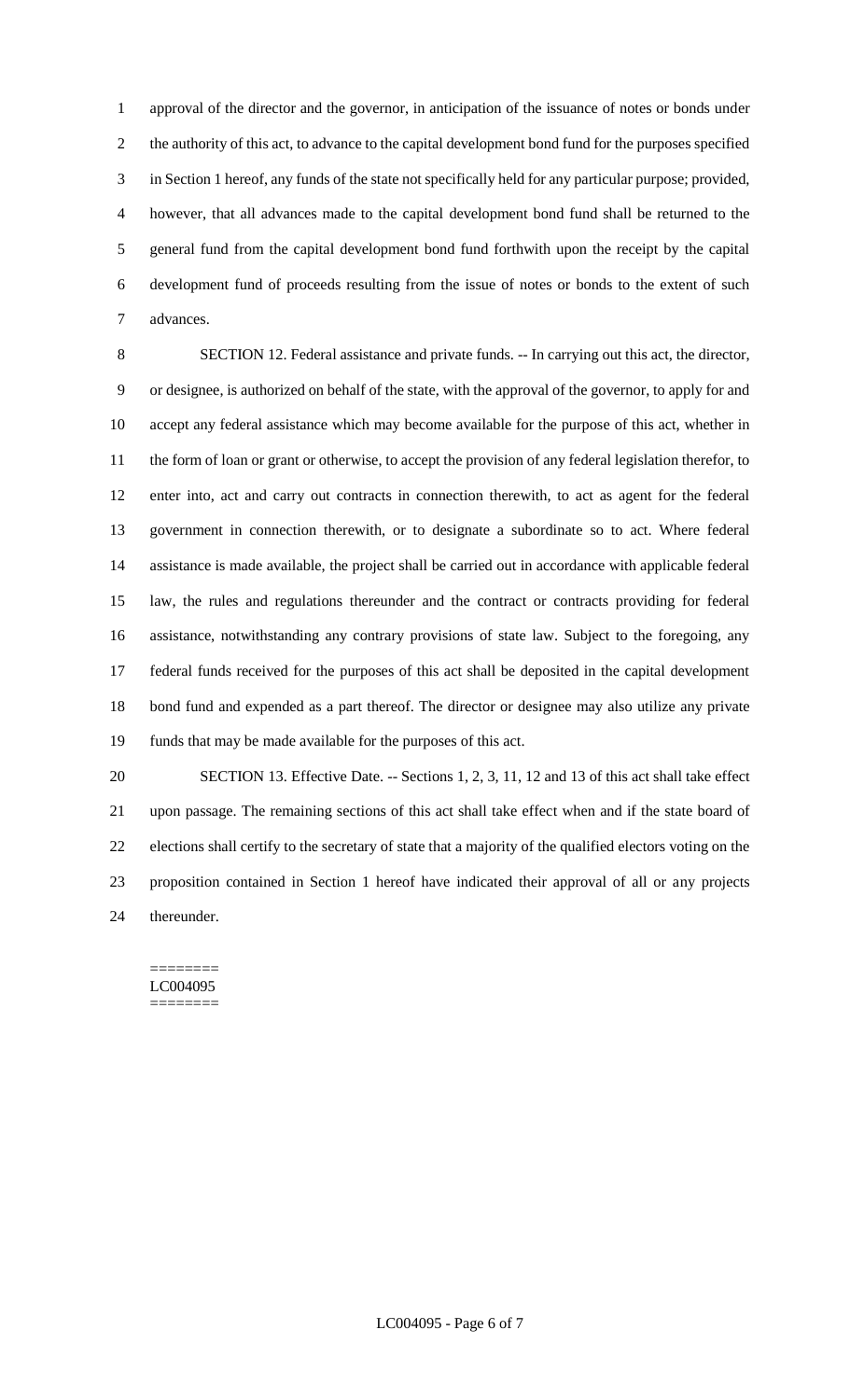approval of the director and the governor, in anticipation of the issuance of notes or bonds under the authority of this act, to advance to the capital development bond fund for the purposes specified in Section 1 hereof, any funds of the state not specifically held for any particular purpose; provided, however, that all advances made to the capital development bond fund shall be returned to the general fund from the capital development bond fund forthwith upon the receipt by the capital development fund of proceeds resulting from the issue of notes or bonds to the extent of such advances.

SECTION 12. Federal assistance and private funds. -- In carrying out this act, the director, or designee, is authorized on behalf of the state, with the approval of the governor, to apply for and accept any federal assistance which may become available for the purpose of this act, whether in the form of loan or grant or otherwise, to accept the provision of any federal legislation therefor, to enter into, act and carry out contracts in connection therewith, to act as agent for the federal government in connection therewith, or to designate a subordinate so to act. Where federal assistance is made available, the project shall be carried out in accordance with applicable federal law, the rules and regulations thereunder and the contract or contracts providing for federal assistance, notwithstanding any contrary provisions of state law. Subject to the foregoing, any federal funds received for the purposes of this act shall be deposited in the capital development bond fund and expended as a part thereof. The director or designee may also utilize any private funds that may be made available for the purposes of this act.

SECTION 13. Effective Date. -- Sections 1, 2, 3, 11, 12 and 13 of this act shall take effect upon passage. The remaining sections of this act shall take effect when and if the state board of elections shall certify to the secretary of state that a majority of the qualified electors voting on the proposition contained in Section 1 hereof have indicated their approval of all or any projects thereunder.

========
LC004095
========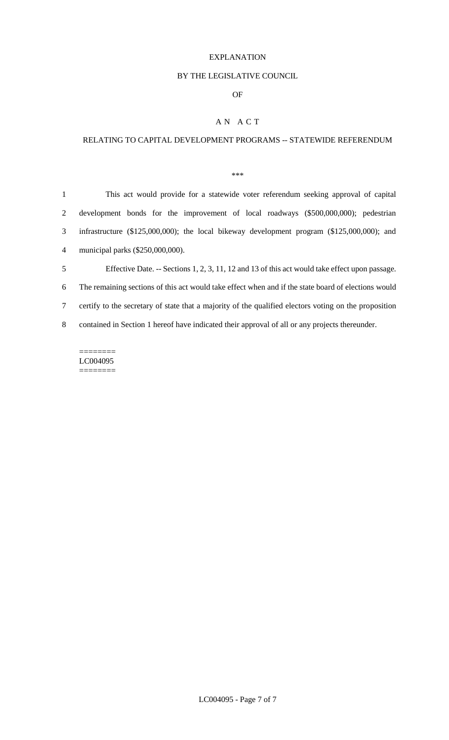EXPLANATION

BY THE LEGISLATIVE COUNCIL

OF

A N A C T

RELATING TO CAPITAL DEVELOPMENT PROGRAMS -- STATEWIDE REFERENDUM

\*\*\*

This act would provide for a statewide voter referendum seeking approval of capital development bonds for the improvement of local roadways ($500,000,000); pedestrian infrastructure ($125,000,000); the local bikeway development program ($125,000,000); and municipal parks ($250,000,000).

Effective Date. -- Sections 1, 2, 3, 11, 12 and 13 of this act would take effect upon passage. The remaining sections of this act would take effect when and if the state board of elections would certify to the secretary of state that a majority of the qualified electors voting on the proposition contained in Section 1 hereof have indicated their approval of all or any projects thereunder.

========
LC004095
========